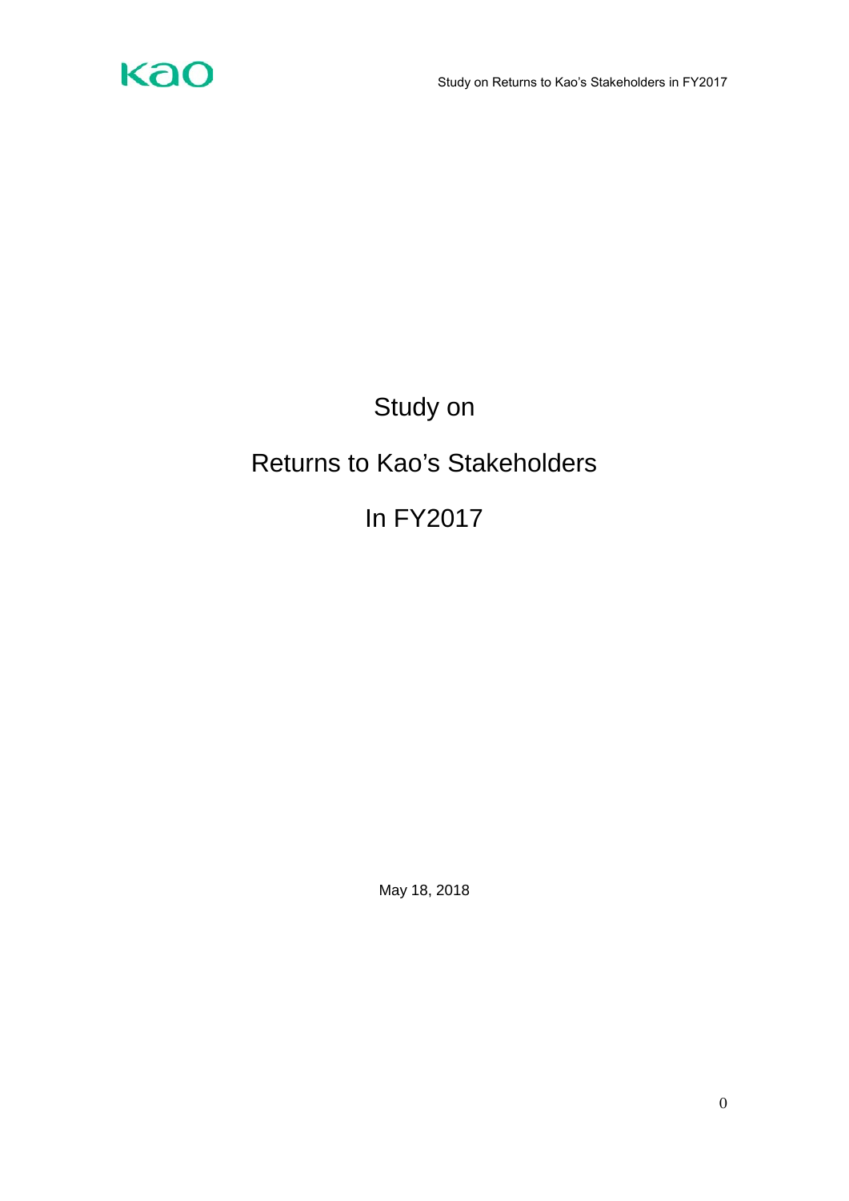# Study on

# Returns to Kao's Stakeholders

# In FY2017

May 18, 2018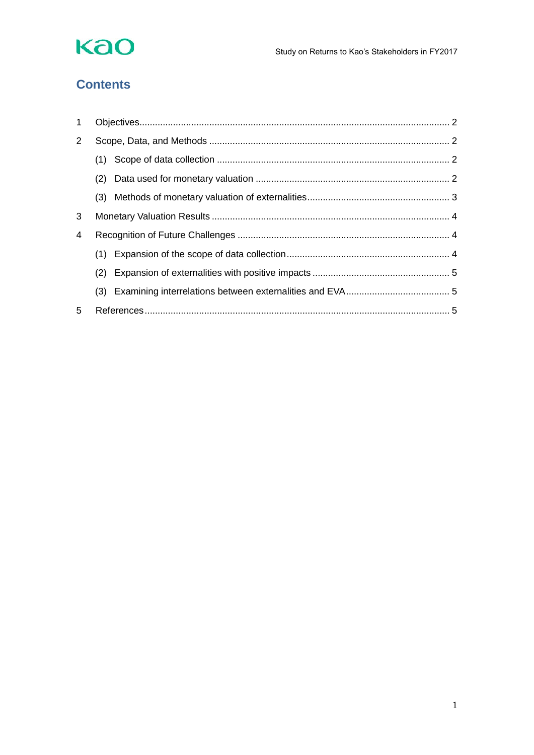## Contents

1 Objectives ........................................................................................................................ 2

2 Scope, Data, and Methods ............................................................................................ 2

  (1) Scope of data collection ......................................................................................... 2

  (2) Data used for monetary valuation ........................................................................... 2

  (3) Methods of monetary valuation of externalities ....................................................... 3

3 Monetary Valuation Results ............................................................................................ 4

4 Recognition of Future Challenges .................................................................................. 4

  (1) Expansion of the scope of data collection ............................................................... 4

  (2) Expansion of externalities with positive impacts ..................................................... 5

  (3) Examining interrelations between externalities and EVA ........................................ 5

5 References ..................................................................................................................... 5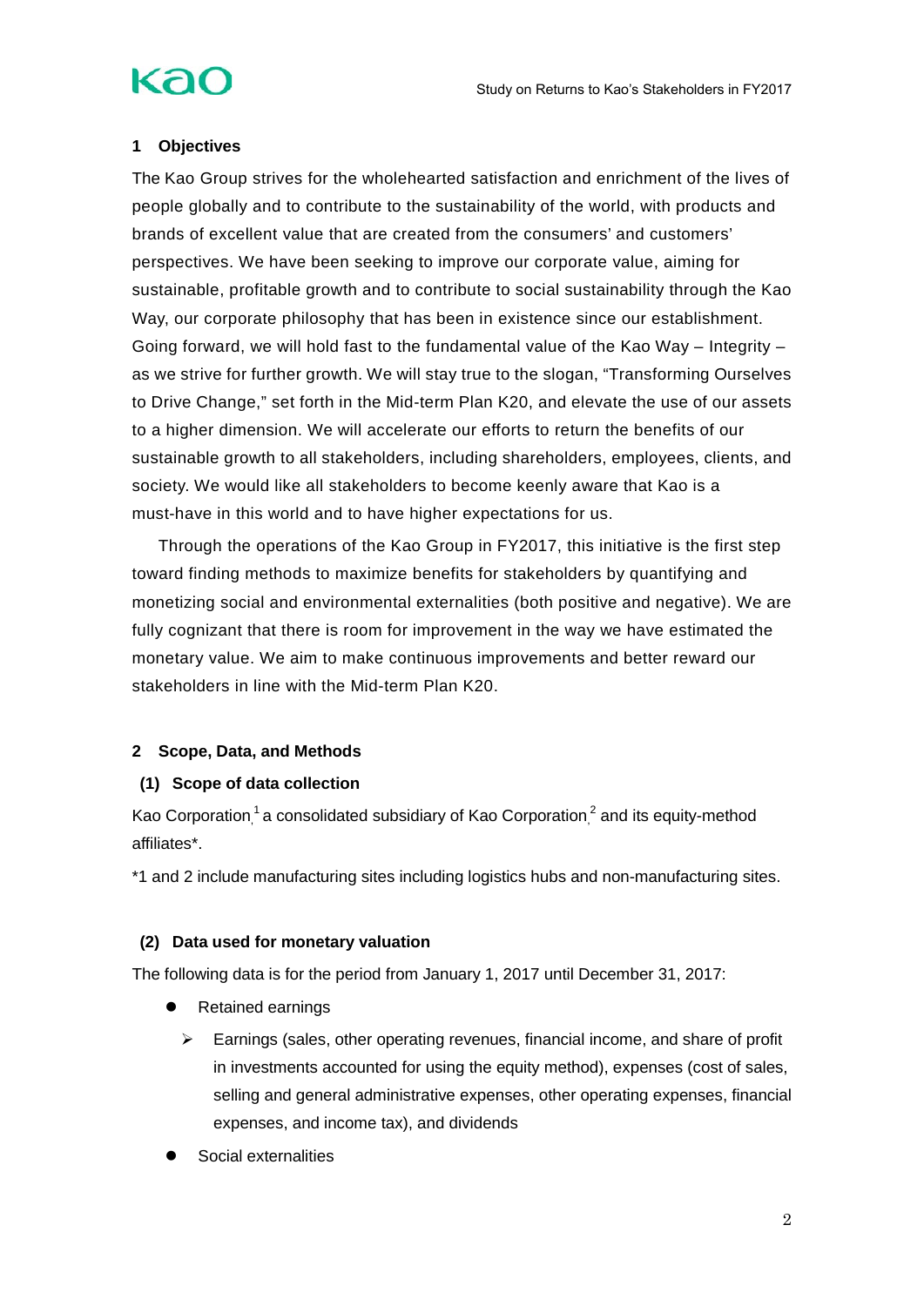## 1 Objectives

The Kao Group strives for the wholehearted satisfaction and enrichment of the lives of people globally and to contribute to the sustainability of the world, with products and brands of excellent value that are created from the consumers' and customers' perspectives. We have been seeking to improve our corporate value, aiming for sustainable, profitable growth and to contribute to social sustainability through the Kao Way, our corporate philosophy that has been in existence since our establishment. Going forward, we will hold fast to the fundamental value of the Kao Way – Integrity – as we strive for further growth. We will stay true to the slogan, "Transforming Ourselves to Drive Change," set forth in the Mid-term Plan K20, and elevate the use of our assets to a higher dimension. We will accelerate our efforts to return the benefits of our sustainable growth to all stakeholders, including shareholders, employees, clients, and society. We would like all stakeholders to become keenly aware that Kao is a must-have in this world and to have higher expectations for us.

Through the operations of the Kao Group in FY2017, this initiative is the first step toward finding methods to maximize benefits for stakeholders by quantifying and monetizing social and environmental externalities (both positive and negative). We are fully cognizant that there is room for improvement in the way we have estimated the monetary value. We aim to make continuous improvements and better reward our stakeholders in line with the Mid-term Plan K20.

## 2 Scope, Data, and Methods

### (1) Scope of data collection

Kao Corporation,[1] a consolidated subsidiary of Kao Corporation,[2] and its equity-method affiliates*.

*1 and 2 include manufacturing sites including logistics hubs and non-manufacturing sites.

### (2) Data used for monetary valuation

The following data is for the period from January 1, 2017 until December 31, 2017:

- Retained earnings
  - Earnings (sales, other operating revenues, financial income, and share of profit in investments accounted for using the equity method), expenses (cost of sales, selling and general administrative expenses, other operating expenses, financial expenses, and income tax), and dividends
- Social externalities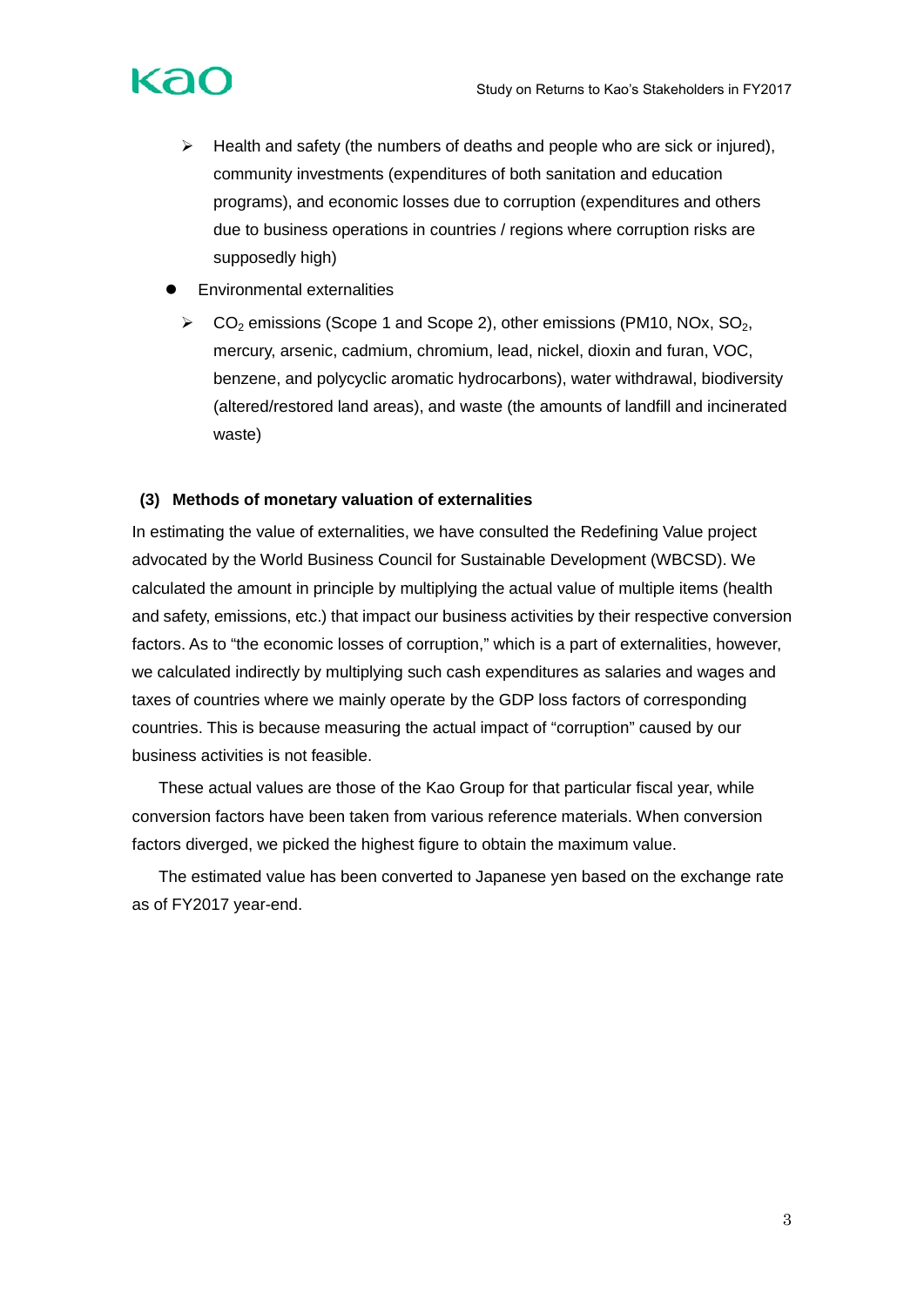- Health and safety (the numbers of deaths and people who are sick or injured), community investments (expenditures of both sanitation and education programs), and economic losses due to corruption (expenditures and others due to business operations in countries / regions where corruption risks are supposedly high)

- Environmental externalities
  - $CO_2$ emissions (Scope 1 and Scope 2), other emissions (PM10, NOx, $SO_2$, mercury, arsenic, cadmium, chromium, lead, nickel, dioxin and furan, VOC, benzene, and polycyclic aromatic hydrocarbons), water withdrawal, biodiversity (altered/restored land areas), and waste (the amounts of landfill and incinerated waste)

### (3) Methods of monetary valuation of externalities

In estimating the value of externalities, we have consulted the Redefining Value project advocated by the World Business Council for Sustainable Development (WBCSD). We calculated the amount in principle by multiplying the actual value of multiple items (health and safety, emissions, etc.) that impact our business activities by their respective conversion factors. As to "the economic losses of corruption," which is a part of externalities, however, we calculated indirectly by multiplying such cash expenditures as salaries and wages and taxes of countries where we mainly operate by the GDP loss factors of corresponding countries. This is because measuring the actual impact of "corruption" caused by our business activities is not feasible.

These actual values are those of the Kao Group for that particular fiscal year, while conversion factors have been taken from various reference materials. When conversion factors diverged, we picked the highest figure to obtain the maximum value.

The estimated value has been converted to Japanese yen based on the exchange rate as of FY2017 year-end.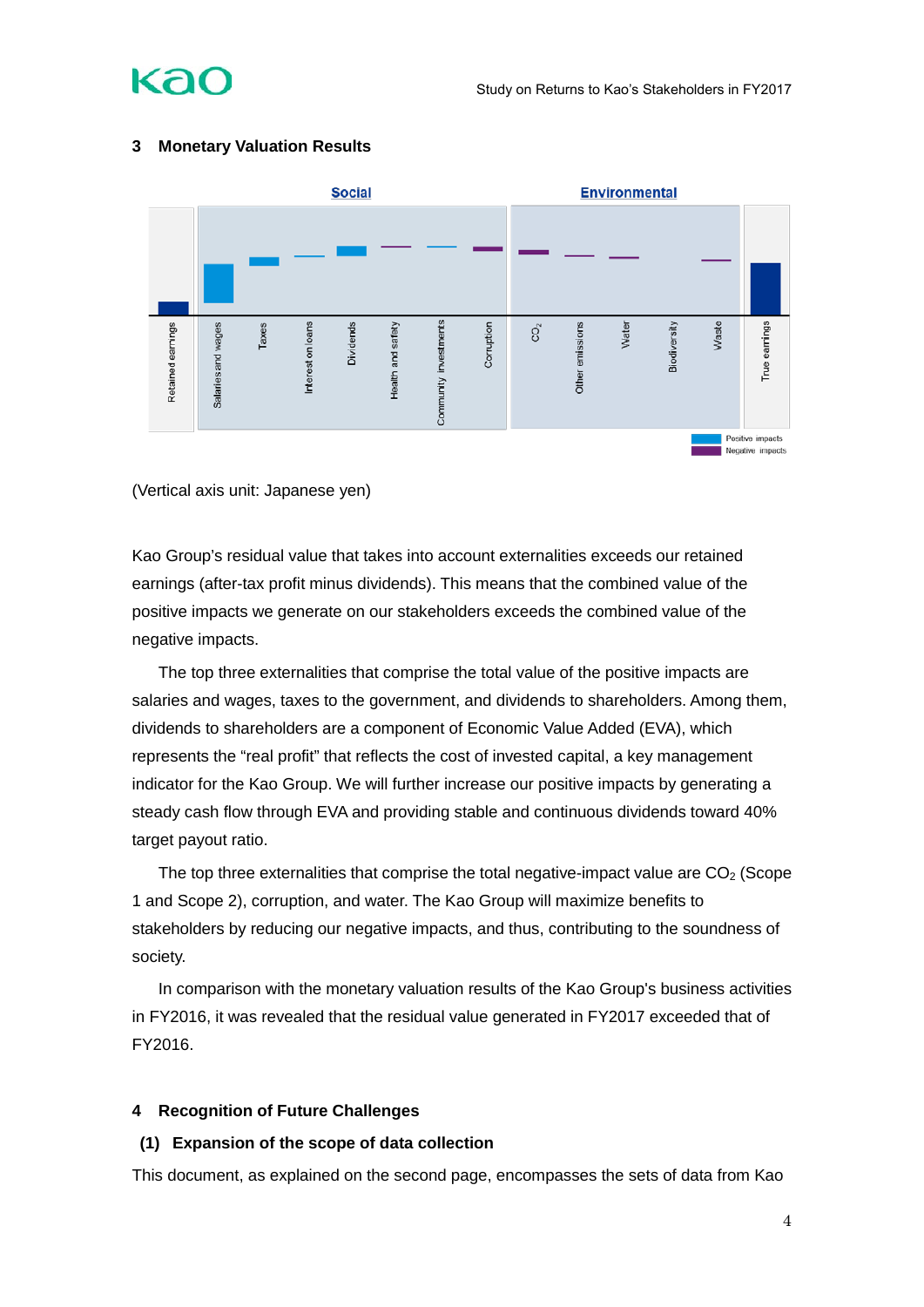## 3 Monetary Valuation Results

(Vertical axis unit: Japanese yen)

Kao Group's residual value that takes into account externalities exceeds our retained earnings (after-tax profit minus dividends). This means that the combined value of the positive impacts we generate on our stakeholders exceeds the combined value of the negative impacts.

The top three externalities that comprise the total value of the positive impacts are salaries and wages, taxes to the government, and dividends to shareholders. Among them, dividends to shareholders are a component of Economic Value Added (EVA), which represents the "real profit" that reflects the cost of invested capital, a key management indicator for the Kao Group. We will further increase our positive impacts by generating a steady cash flow through EVA and providing stable and continuous dividends toward 40% target payout ratio.

The top three externalities that comprise the total negative-impact value are $CO_2$ (Scope 1 and Scope 2), corruption, and water. The Kao Group will maximize benefits to stakeholders by reducing our negative impacts, and thus, contributing to the soundness of society.

In comparison with the monetary valuation results of the Kao Group's business activities in FY2016, it was revealed that the residual value generated in FY2017 exceeded that of FY2016.

## 4 Recognition of Future Challenges

### (1) Expansion of the scope of data collection

This document, as explained on the second page, encompasses the sets of data from Kao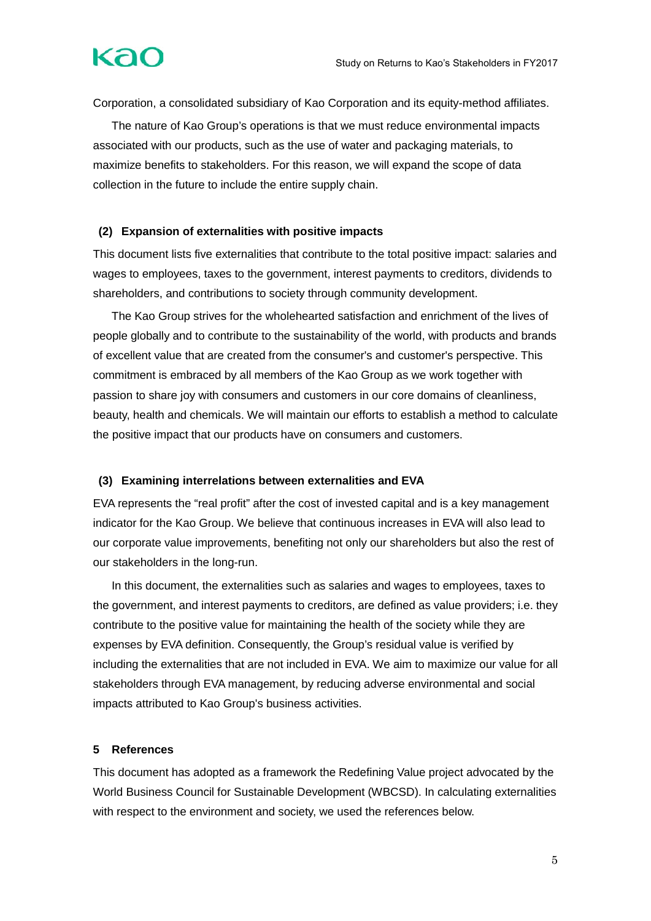Corporation, a consolidated subsidiary of Kao Corporation and its equity-method affiliates.

The nature of Kao Group's operations is that we must reduce environmental impacts associated with our products, such as the use of water and packaging materials, to maximize benefits to stakeholders. For this reason, we will expand the scope of data collection in the future to include the entire supply chain.

### (2) Expansion of externalities with positive impacts

This document lists five externalities that contribute to the total positive impact: salaries and wages to employees, taxes to the government, interest payments to creditors, dividends to shareholders, and contributions to society through community development.

The Kao Group strives for the wholehearted satisfaction and enrichment of the lives of people globally and to contribute to the sustainability of the world, with products and brands of excellent value that are created from the consumer's and customer's perspective. This commitment is embraced by all members of the Kao Group as we work together with passion to share joy with consumers and customers in our core domains of cleanliness, beauty, health and chemicals. We will maintain our efforts to establish a method to calculate the positive impact that our products have on consumers and customers.

### (3) Examining interrelations between externalities and EVA

EVA represents the "real profit" after the cost of invested capital and is a key management indicator for the Kao Group. We believe that continuous increases in EVA will also lead to our corporate value improvements, benefiting not only our shareholders but also the rest of our stakeholders in the long-run.

In this document, the externalities such as salaries and wages to employees, taxes to the government, and interest payments to creditors, are defined as value providers; i.e. they contribute to the positive value for maintaining the health of the society while they are expenses by EVA definition. Consequently, the Group's residual value is verified by including the externalities that are not included in EVA. We aim to maximize our value for all stakeholders through EVA management, by reducing adverse environmental and social impacts attributed to Kao Group's business activities.

## 5 References

This document has adopted as a framework the Redefining Value project advocated by the World Business Council for Sustainable Development (WBCSD). In calculating externalities with respect to the environment and society, we used the references below.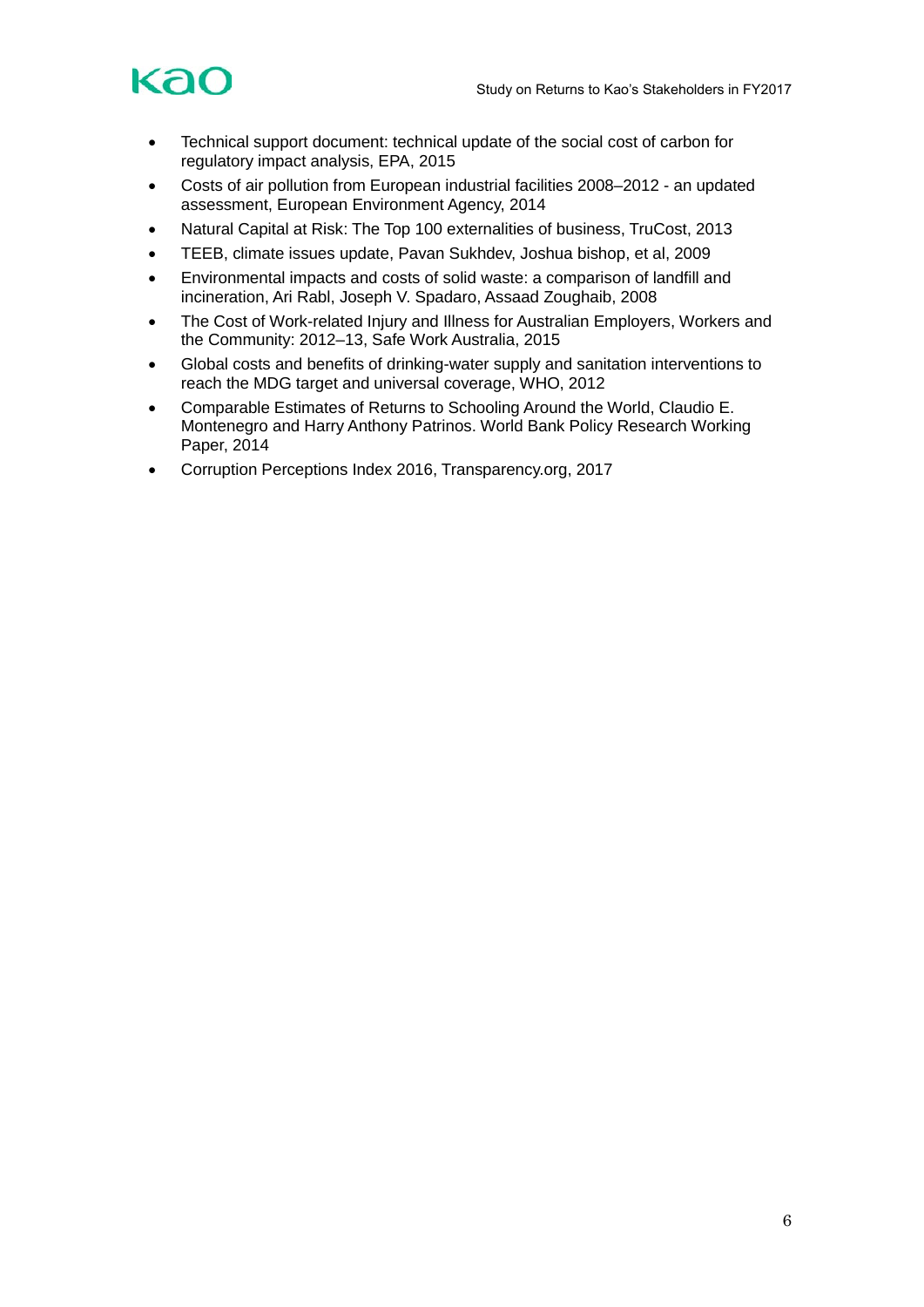- Technical support document: technical update of the social cost of carbon for regulatory impact analysis, EPA, 2015
- Costs of air pollution from European industrial facilities 2008–2012 - an updated assessment, European Environment Agency, 2014
- Natural Capital at Risk: The Top 100 externalities of business, TruCost, 2013
- TEEB, climate issues update, Pavan Sukhdev, Joshua bishop, et al, 2009
- Environmental impacts and costs of solid waste: a comparison of landfill and incineration, Ari Rabl, Joseph V. Spadaro, Assaad Zoughaib, 2008
- The Cost of Work-related Injury and Illness for Australian Employers, Workers and the Community: 2012–13, Safe Work Australia, 2015
- Global costs and benefits of drinking-water supply and sanitation interventions to reach the MDG target and universal coverage, WHO, 2012
- Comparable Estimates of Returns to Schooling Around the World, Claudio E. Montenegro and Harry Anthony Patrinos. World Bank Policy Research Working Paper, 2014
- Corruption Perceptions Index 2016, Transparency.org, 2017